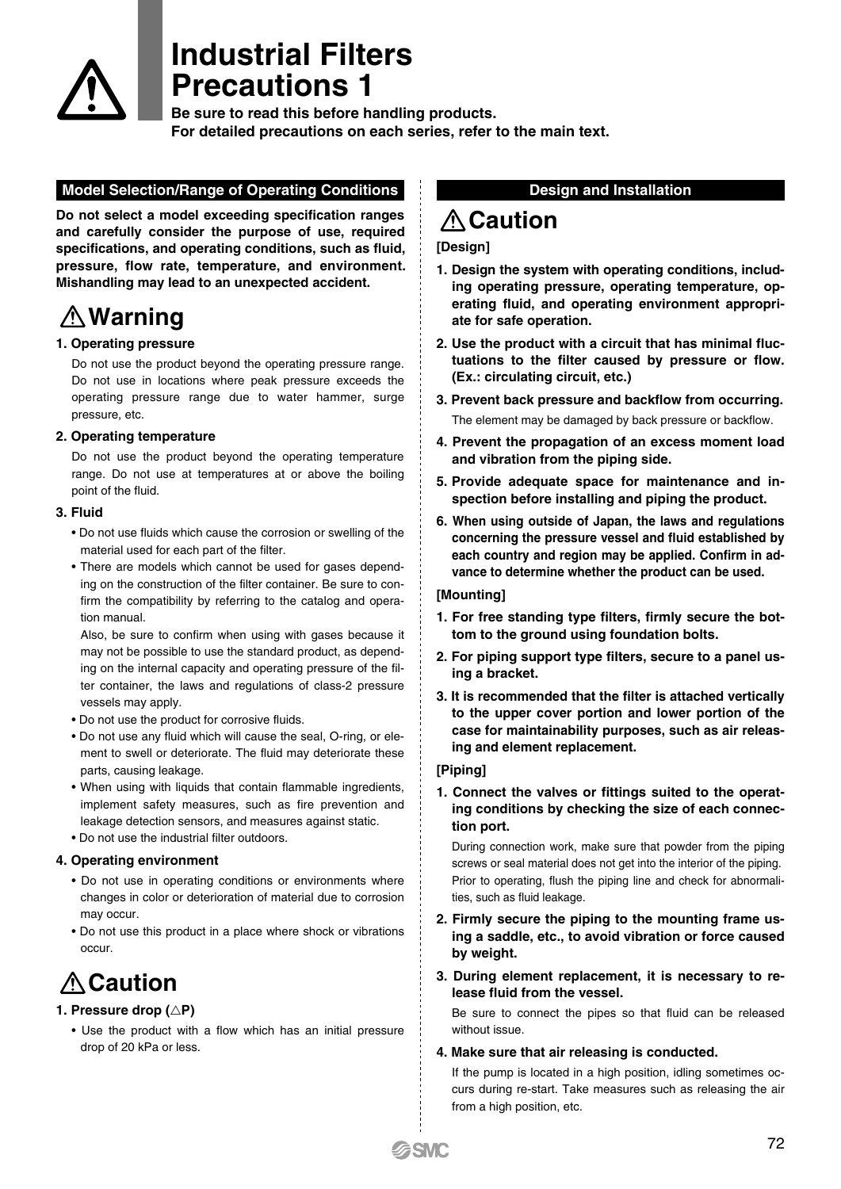# Industrial Filters Precautions 1

**Be sure to read this before handling products.**
**For detailed precautions on each series, refer to the main text.**

## Model Selection/Range of Operating Conditions

**Do not select a model exceeding specification ranges and carefully consider the purpose of use, required specifications, and operating conditions, such as fluid, pressure, flow rate, temperature, and environment. Mishandling may lead to an unexpected accident.**

### ⚠Warning

**1. Operating pressure**

Do not use the product beyond the operating pressure range. Do not use in locations where peak pressure exceeds the operating pressure range due to water hammer, surge pressure, etc.

**2. Operating temperature**

Do not use the product beyond the operating temperature range. Do not use at temperatures at or above the boiling point of the fluid.

**3. Fluid**

- Do not use fluids which cause the corrosion or swelling of the material used for each part of the filter.
- There are models which cannot be used for gases depending on the construction of the filter container. Be sure to confirm the compatibility by referring to the catalog and operation manual.

  Also, be sure to confirm when using with gases because it may not be possible to use the standard product, as depending on the internal capacity and operating pressure of the filter container, the laws and regulations of class-2 pressure vessels may apply.
- Do not use the product for corrosive fluids.
- Do not use any fluid which will cause the seal, O-ring, or element to swell or deteriorate. The fluid may deteriorate these parts, causing leakage.
- When using with liquids that contain flammable ingredients, implement safety measures, such as fire prevention and leakage detection sensors, and measures against static.
- Do not use the industrial filter outdoors.

**4. Operating environment**

- Do not use in operating conditions or environments where changes in color or deterioration of material due to corrosion may occur.
- Do not use this product in a place where shock or vibrations occur.

### ⚠Caution

**1. Pressure drop (△P)**

- Use the product with a flow which has an initial pressure drop of 20 kPa or less.

## Design and Installation

### ⚠Caution

**[Design]**

1. **Design the system with operating conditions, including operating pressure, operating temperature, operating fluid, and operating environment appropriate for safe operation.**
2. **Use the product with a circuit that has minimal fluctuations to the filter caused by pressure or flow. (Ex.: circulating circuit, etc.)**
3. **Prevent back pressure and backflow from occurring.**

   The element may be damaged by back pressure or backflow.
4. **Prevent the propagation of an excess moment load and vibration from the piping side.**
5. **Provide adequate space for maintenance and inspection before installing and piping the product.**
6. **When using outside of Japan, the laws and regulations concerning the pressure vessel and fluid established by each country and region may be applied. Confirm in advance to determine whether the product can be used.**

**[Mounting]**

1. **For free standing type filters, firmly secure the bottom to the ground using foundation bolts.**
2. **For piping support type filters, secure to a panel using a bracket.**
3. **It is recommended that the filter is attached vertically to the upper cover portion and lower portion of the case for maintainability purposes, such as air releasing and element replacement.**

**[Piping]**

1. **Connect the valves or fittings suited to the operating conditions by checking the size of each connection port.**

   During connection work, make sure that powder from the piping screws or seal material does not get into the interior of the piping. Prior to operating, flush the piping line and check for abnormalities, such as fluid leakage.
2. **Firmly secure the piping to the mounting frame using a saddle, etc., to avoid vibration or force caused by weight.**
3. **During element replacement, it is necessary to release fluid from the vessel.**

   Be sure to connect the pipes so that fluid can be released without issue.
4. **Make sure that air releasing is conducted.**

   If the pump is located in a high position, idling sometimes occurs during re-start. Take measures such as releasing the air from a high position, etc.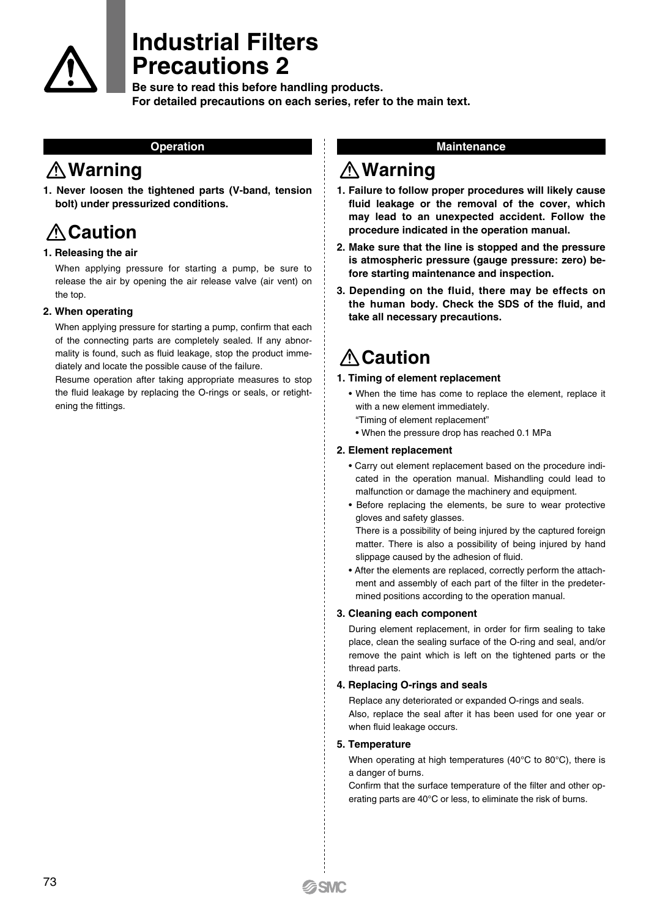# Industrial Filters Precautions 2

**Be sure to read this before handling products.**
**For detailed precautions on each series, refer to the main text.**

## Operation

### ⚠ Warning

**1. Never loosen the tightened parts (V-band, tension bolt) under pressurized conditions.**

### ⚠ Caution

**1. Releasing the air**

When applying pressure for starting a pump, be sure to release the air by opening the air release valve (air vent) on the top.

**2. When operating**

When applying pressure for starting a pump, confirm that each of the connecting parts are completely sealed. If any abnormality is found, such as fluid leakage, stop the product immediately and locate the possible cause of the failure.

Resume operation after taking appropriate measures to stop the fluid leakage by replacing the O-rings or seals, or retightening the fittings.

## Maintenance

### ⚠ Warning

**1. Failure to follow proper procedures will likely cause fluid leakage or the removal of the cover, which may lead to an unexpected accident. Follow the procedure indicated in the operation manual.**

**2. Make sure that the line is stopped and the pressure is atmospheric pressure (gauge pressure: zero) before starting maintenance and inspection.**

**3. Depending on the fluid, there may be effects on the human body. Check the SDS of the fluid, and take all necessary precautions.**

### ⚠ Caution

**1. Timing of element replacement**

- When the time has come to replace the element, replace it with a new element immediately.
  "Timing of element replacement"
  - When the pressure drop has reached 0.1 MPa

**2. Element replacement**

- Carry out element replacement based on the procedure indicated in the operation manual. Mishandling could lead to malfunction or damage the machinery and equipment.
- Before replacing the elements, be sure to wear protective gloves and safety glasses.
  There is a possibility of being injured by the captured foreign matter. There is also a possibility of being injured by hand slippage caused by the adhesion of fluid.
- After the elements are replaced, correctly perform the attachment and assembly of each part of the filter in the predetermined positions according to the operation manual.

**3. Cleaning each component**

During element replacement, in order for firm sealing to take place, clean the sealing surface of the O-ring and seal, and/or remove the paint which is left on the tightened parts or the thread parts.

**4. Replacing O-rings and seals**

Replace any deteriorated or expanded O-rings and seals.
Also, replace the seal after it has been used for one year or when fluid leakage occurs.

**5. Temperature**

When operating at high temperatures (40°C to 80°C), there is a danger of burns.
Confirm that the surface temperature of the filter and other operating parts are 40°C or less, to eliminate the risk of burns.